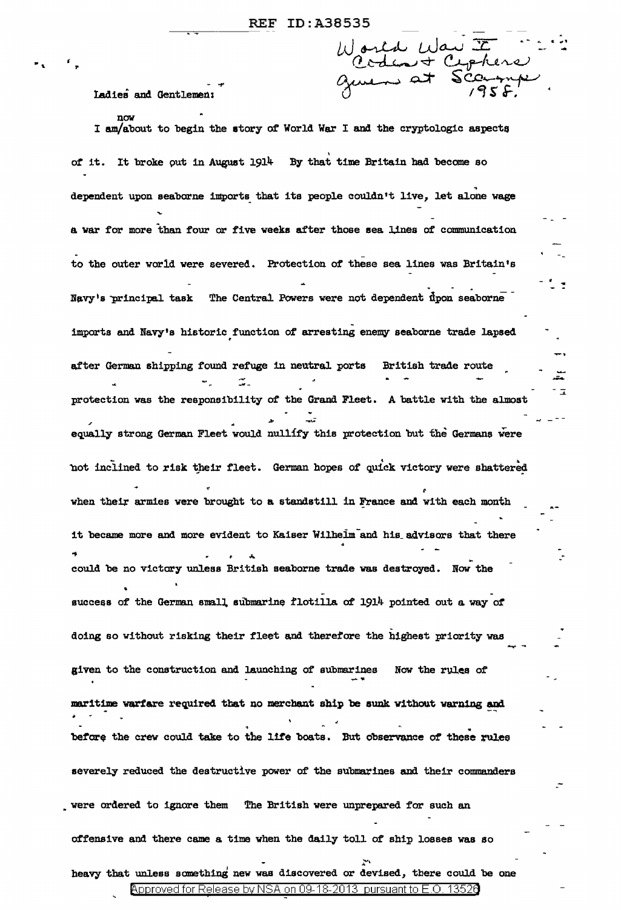World War I Codes + Ciphers given at Scamp 1958.

Ladies and Gentlemen:

I am now about to begin the story of World War I and the cryptologic aspects of it. It broke out in August 1914 By that time Britain had become so dependent upon seaborne imports that its people couldn't live, let alone wage a war for more than four or five weeks after those sea lines of communication to the outer world were severed. Protection of these sea lines was Britain's Navy's principal task The Central Powers were not dependent upon seaborne imports and Navy's historic function of arresting enemy seaborne trade lapsed after German shipping found refuge in neutral ports British trade route protection was the responsibility of the Grand Fleet. A battle with the almost equally strong German Fleet would nullify this protection but the Germans were not inclined to risk their fleet. German hopes of quick victory were shattered when their armies were brought to a standstill in France and with each month it became more and more evident to Kaiser Wilhelm and his advisors that there could be no victory unless British seaborne trade was destroyed. Now the success of the German small submarine flotilla of 1914 pointed out a way of doing so without risking their fleet and therefore the highest priority was given to the construction and launching of submarines Now the rules of maritime warfare required that no merchant ship be sunk without warning and before the crew could take to the life boats. But observance of these rules severely reduced the destructive power of the submarines and their commanders were ordered to ignore them The British were unprepared for such an offensive and there came a time when the daily toll of ship losses was so heavy that unless something new was discovered or devised, there could be one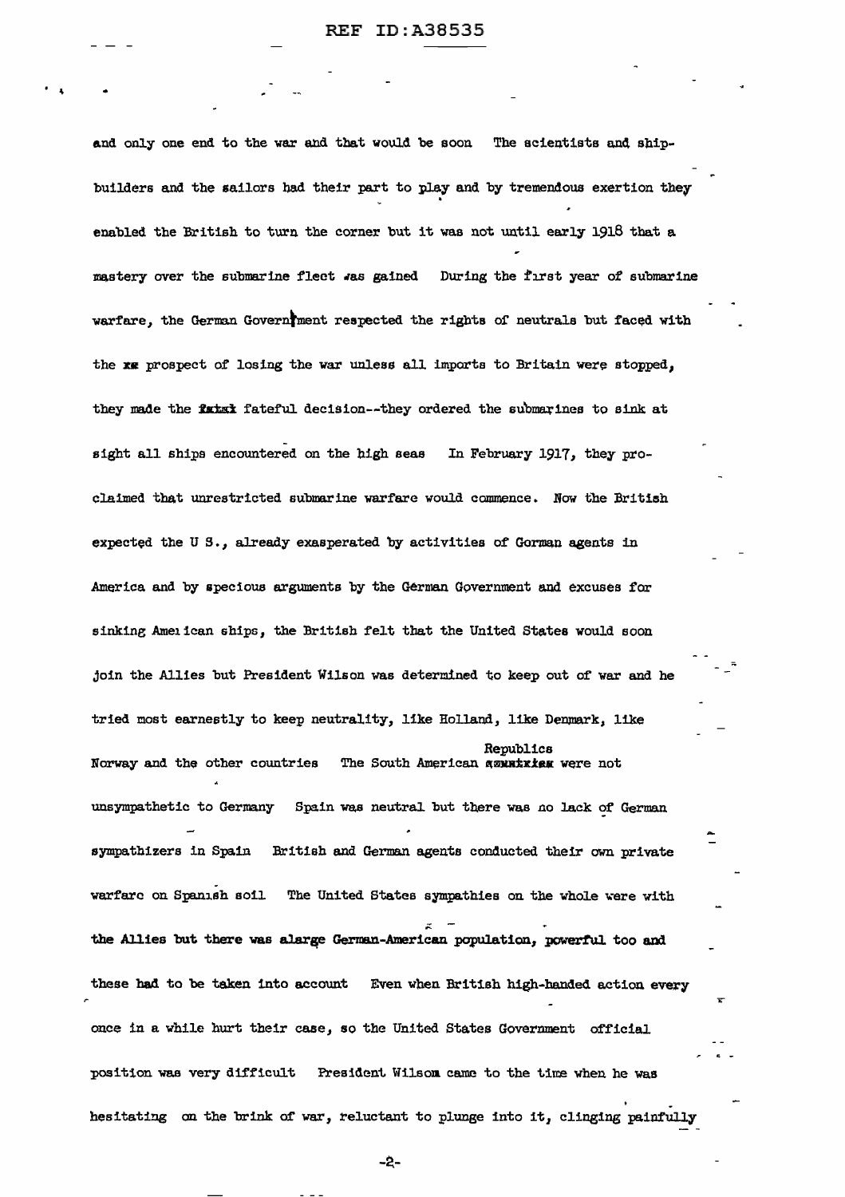and only one end to the war and that would be soon The scientists and shipbuilders and the sailors had their part to play and by tremendous exertion they enabled the British to turn the corner but it was not until early 1918 that a mastery over the submarine fleet was gained During the first year of submarine warfare, the German Government respected the rights of neutrals but faced with the ~~xx~~ prospect of losing the war unless all imports to Britain were stopped, they made the ~~fatal~~ fateful decision--they ordered the submarines to sink at sight all ships encountered on the high seas In February 1917, they proclaimed that unrestricted submarine warfare would commence. Now the British expected the U S., already exasperated by activities of German agents in America and by specious arguments by the German Government and excuses for sinking American ships, the British felt that the United States would soon join the Allies but President Wilson was determined to keep out of war and he tried most earnestly to keep neutrality, like Holland, like Denmark, like Norway and the other countries The South American ~~countries~~ Republics were not unsympathetic to Germany Spain was neutral but there was no lack of German sympathizers in Spain British and German agents conducted their own private warfare on Spanish soil The United States sympathies on the whole were with the Allies but there was alarge German-American population, powerful too and these had to be taken into account Even when British high-handed action every once in a while hurt their case, so the United States Government official position was very difficult President Wilson came to the time when he was hesitating on the brink of war, reluctant to plunge into it, clinging painfully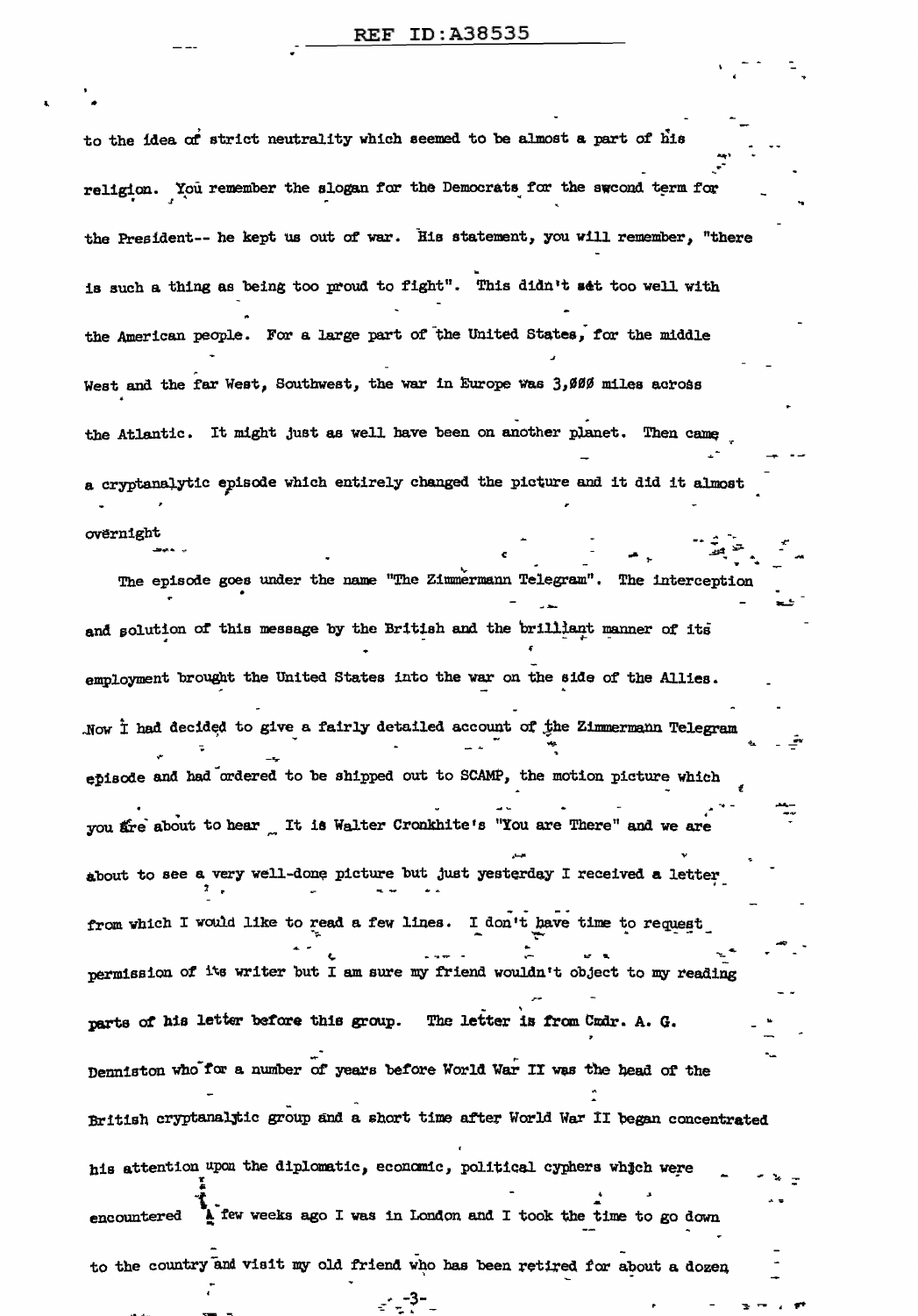to the idea of strict neutrality which seemed to be almost a part of his religion. You remember the slogan for the Democrats for the swcond term for the President-- he kept us out of war. His statement, you will remember, "there is such a thing as being too proud to fight". This didn't set too well with the American people. For a large part of the United States, for the middle West and the far West, Southwest, the war in Europe was 3,000 miles across the Atlantic. It might just as well have been on another planet. Then came a cryptanalytic episode which entirely changed the picture and it did it almost overnight

The episode goes under the name "The Zimmermann Telegram". The interception and solution of this message by the British and the brilliant manner of its employment brought the United States into the war on the side of the Allies. Now I had decided to give a fairly detailed account of the Zimmermann Telegram episode and had ordered to be shipped out to SCAMP, the motion picture which you are about to hear. It is Walter Cronkhite's "You are There" and we are about to see a very well-done picture but just yesterday I received a letter from which I would like to read a few lines. I don't have time to request permission of its writer but I am sure my friend wouldn't object to my reading parts of his letter before this group. The letter is from Cmdr. A. G. Denniston who for a number of years before World War II was the head of the British cryptanalytic group and a short time after World War II began concentrated his attention upon the diplomatic, economic, political cyphers which were encountered. A few weeks ago I was in London and I took the time to go down to the country and visit my old friend who has been retired for about a dozen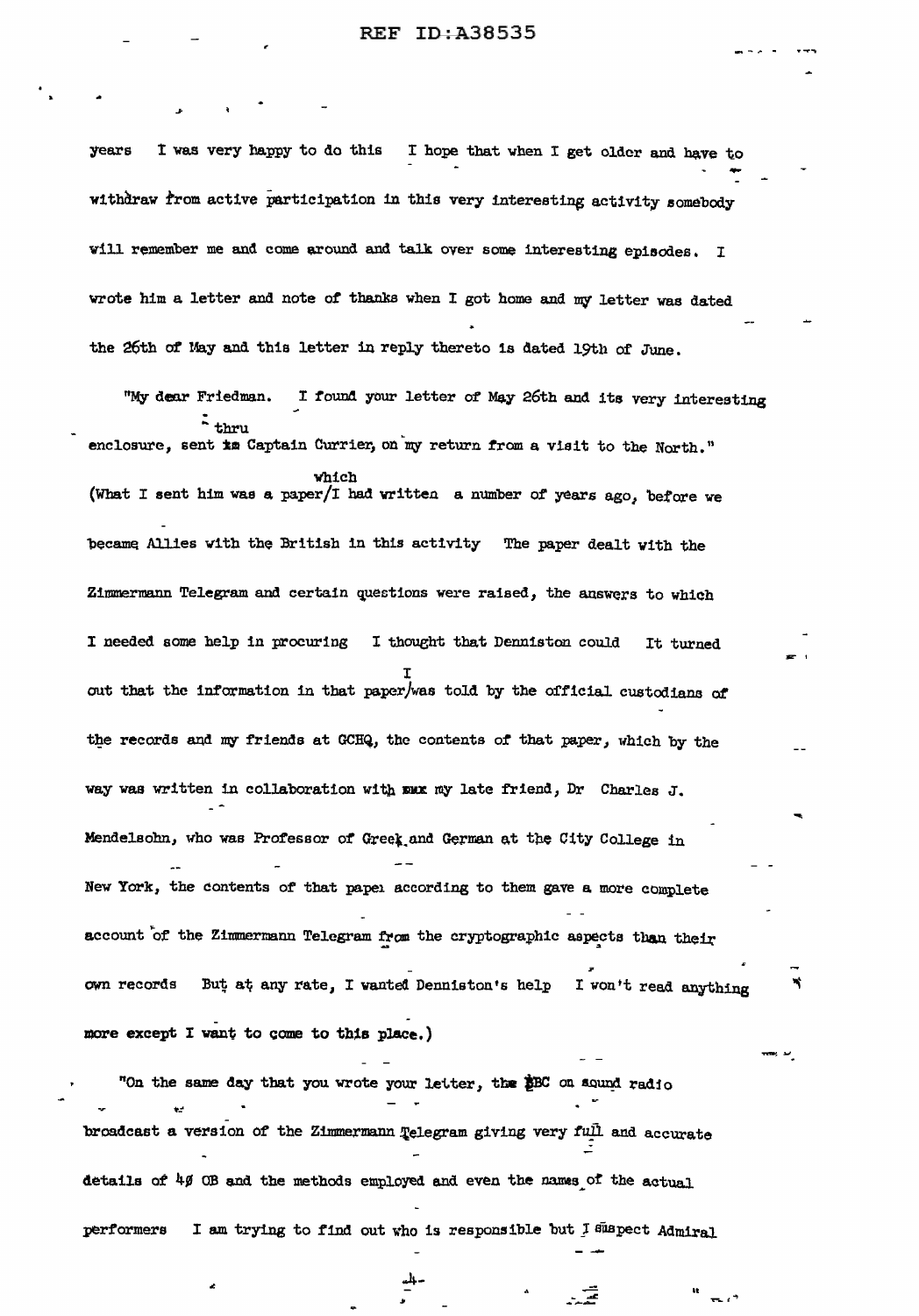years I was very happy to do this I hope that when I get older and have to withdraw from active participation in this very interesting activity somebody will remember me and come around and talk over some interesting episodes. I wrote him a letter and note of thanks when I got home and my letter was dated the 26th of May and this letter in reply thereto is dated 19th of June.

"My dear Friedman. I found your letter of May 26th and its very interesting enclosure, sent thru Captain Currier, on my return from a visit to the North." (What I sent him was a paper which I had written a number of years ago, before we became Allies with the British in this activity The paper dealt with the Zimmermann Telegram and certain questions were raised, the answers to which I needed some help in procuring I thought that Denniston could It turned out that the information in that paper I was told by the official custodians of the records and my friends at GCHQ, the contents of that paper, which by the way was written in collaboration with my late friend, Dr Charles J. Mendelsohn, who was Professor of Greek and German at the City College in New York, the contents of that paper according to them gave a more complete account of the Zimmermann Telegram from the cryptographic aspects than their own records But at any rate, I wanted Denniston's help I won't read anything more except I want to come to this place.)

"On the same day that you wrote your letter, the BBC on sound radio broadcast a version of the Zimmermann Telegram giving very full and accurate details of 40 OB and the methods employed and even the names of the actual performers I am trying to find out who is responsible but I suspect Admiral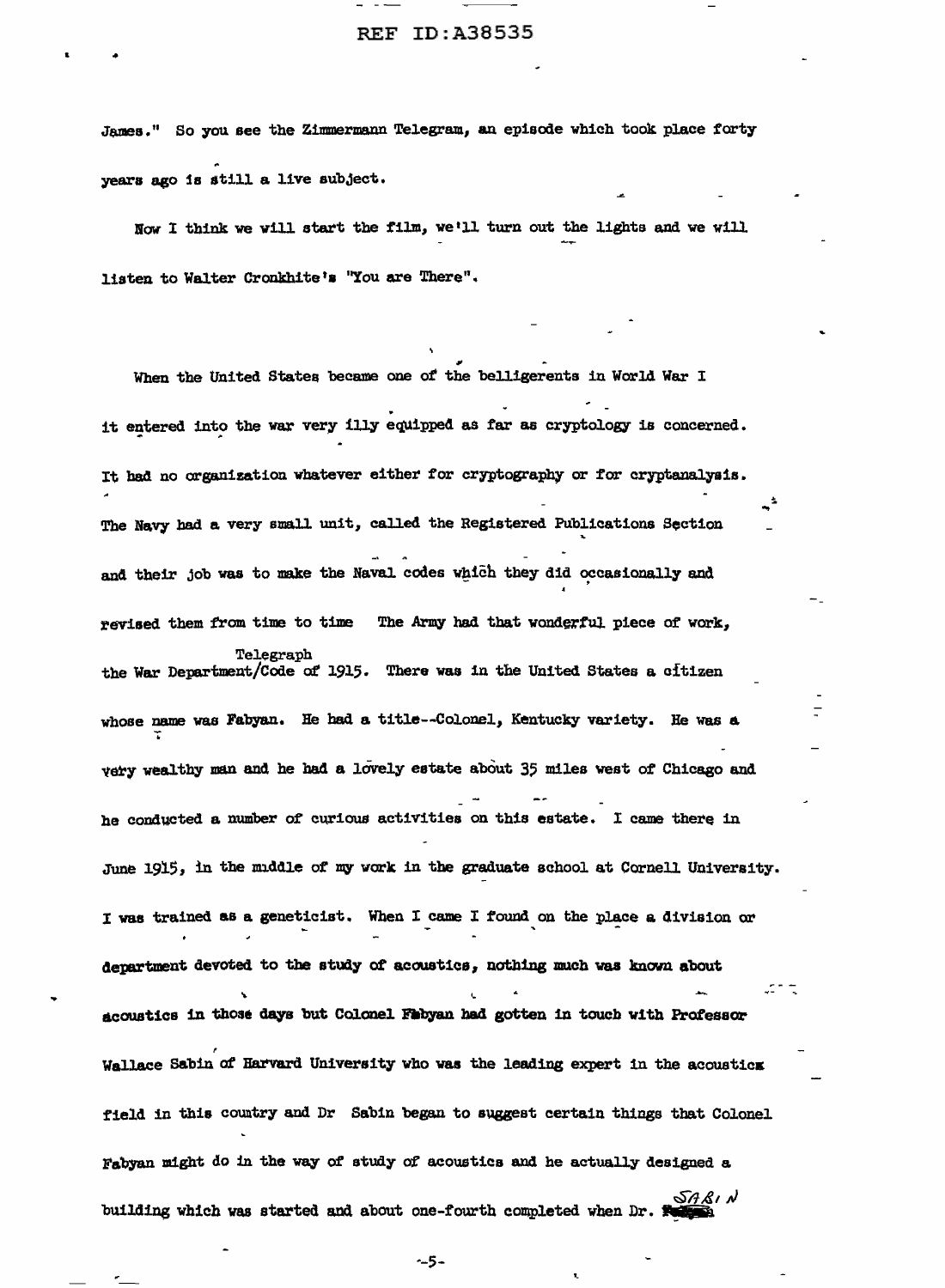James." So you see the Zimmermann Telegram, an episode which took place forty years ago is still a live subject.

Now I think we will start the film, we'll turn out the lights and we will listen to Walter Cronkhite's "You are There".

When the United States became one of the belligerents in World War I it entered into the war very illy equipped as far as cryptology is concerned. It had no organization whatever either for cryptography or for cryptanalysis. The Navy had a very small unit, called the Registered Publications Section and their job was to make the Naval codes which they did occasionally and revised them from time to time The Army had that wonderful piece of work, the War Department Telegraph Code of 1915. There was in the United States a citizen whose name was Fabyan. He had a title--Colonel, Kentucky variety. He was a very wealthy man and he had a lovely estate about 35 miles west of Chicago and he conducted a number of curious activities on this estate. I came there in June 1915, in the middle of my work in the graduate school at Cornell University. I was trained as a geneticist. When I came I found on the place a division or department devoted to the study of acoustics, nothing much was known about acoustics in those days but Colonel Fabyan had gotten in touch with Professor Wallace Sabin of Harvard University who was the leading expert in the acoustics field in this country and Dr Sabin began to suggest certain things that Colonel Fabyan might do in the way of study of acoustics and he actually designed a building which was started and about one-fourth completed when Dr. Sabin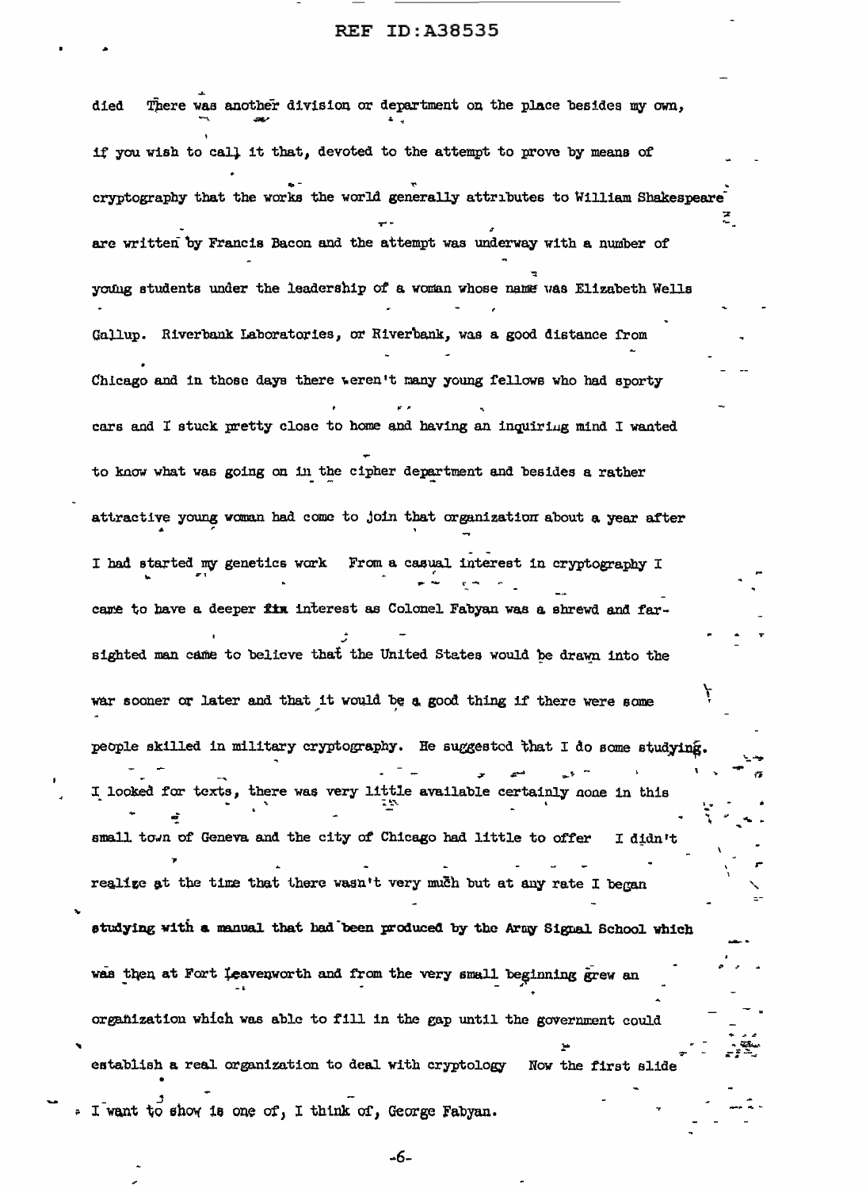died There was another division or department on the place besides my own, if you wish to call it that, devoted to the attempt to prove by means of cryptography that the works the world generally attributes to William Shakespeare are written by Francis Bacon and the attempt was underway with a number of young students under the leadership of a woman whose name was Elizabeth Wells Gallup. Riverbank Laboratories, or Riverbank, was a good distance from Chicago and in those days there weren't many young fellows who had sporty cars and I stuck pretty close to home and having an inquiring mind I wanted to know what was going on in the cipher department and besides a rather attractive young woman had come to join that organization about a year after I had started my genetics work From a casual interest in cryptography I came to have a deeper **fin** interest as Colonel Fabyan was a shrewd and far-sighted man came to believe that the United States would be drawn into the war sooner or later and that it would be a good thing if there were some people skilled in military cryptography. He suggested that I do some studying. I looked for texts, there was very little available certainly none in this small town of Geneva and the city of Chicago had little to offer I didn't realize at the time that there wasn't very much but at any rate I began studying with a manual that had been produced by the Army Signal School which was then at Fort Leavenworth and from the very small beginning grew an organization which was able to fill in the gap until the government could establish a real organization to deal with cryptology Now the first slide I want to show is one of, I think of, George Fabyan.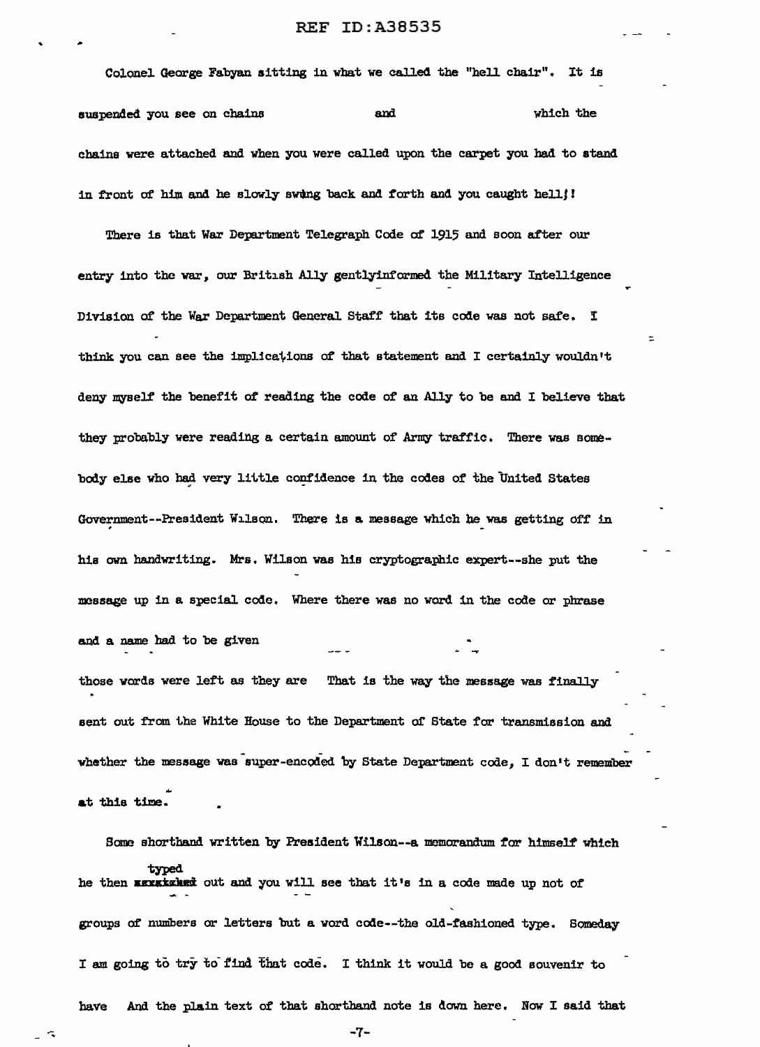Colonel George Fabyan sitting in what we called the "hell chair". It is suspended you see on chains and which the chains were attached and when you were called upon the carpet you had to stand in front of him and he slowly swing back and forth and you caught hell!!

There is that War Department Telegraph Code of 1915 and soon after our entry into the war, our British Ally gentlyinformed the Military Intelligence Division of the War Department General Staff that its code was not safe. I think you can see the implications of that statement and I certainly wouldn't deny myself the benefit of reading the code of an Ally to be and I believe that they probably were reading a certain amount of Army traffic. There was somebody else who had very little confidence in the codes of the United States Government--President Wilson. There is a message which he was getting off in his own handwriting. Mrs. Wilson was his cryptographic expert--she put the message up in a special code. Where there was no word in the code or phrase and a name had to be given

those words were left as they are That is the way the message was finally sent out from the White House to the Department of State for transmission and whether the message was super-encoded by State Department code, I don't remember at this time.

Some shorthand written by President Wilson--a memorandum for himself which he then typed out and you will see that it's in a code made up not of groups of numbers or letters but a word code--the old-fashioned type. Someday I am going to try to find that code. I think it would be a good souvenir to have And the plain text of that shorthand note is down here. Now I said that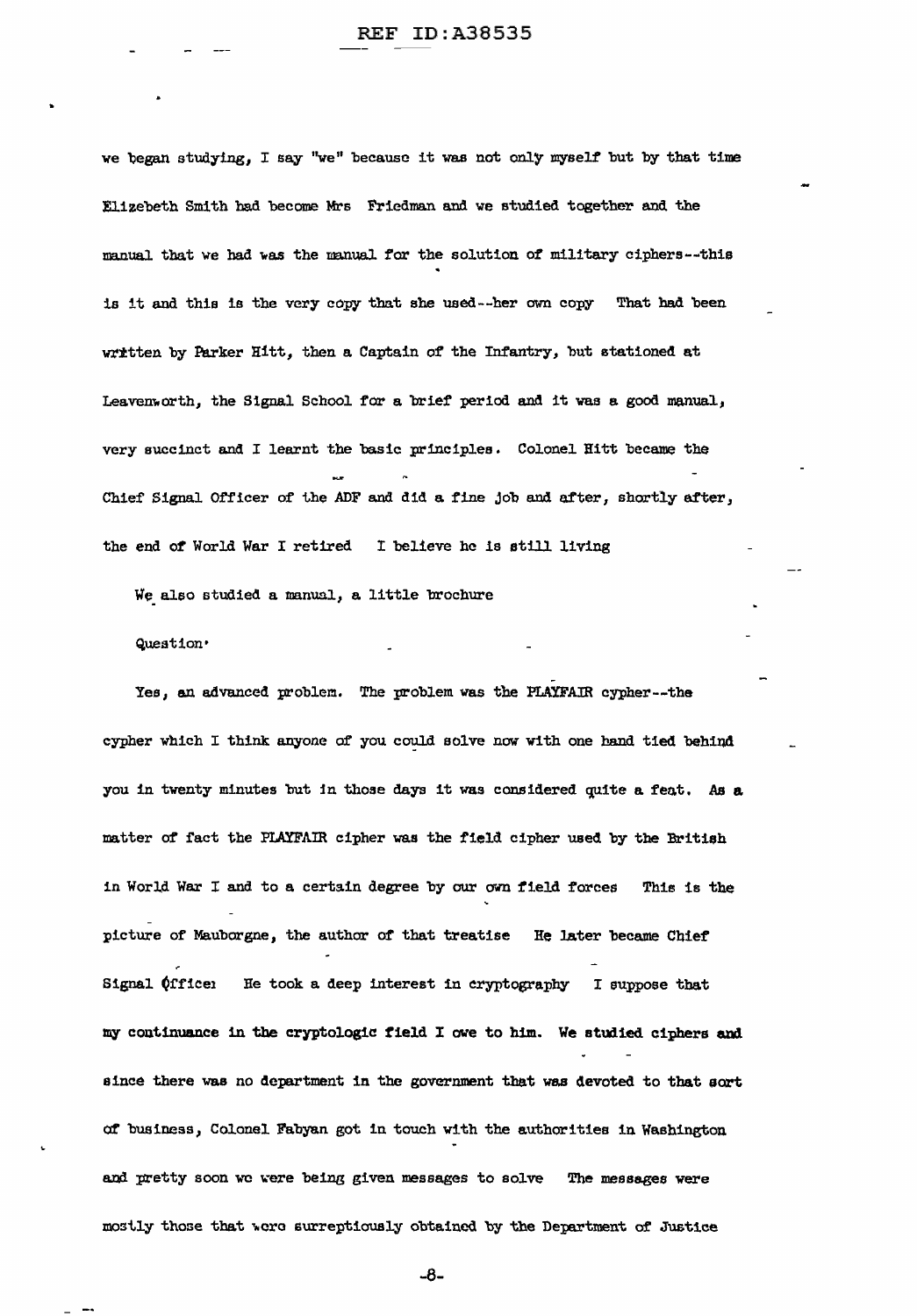we began studying, I say "we" because it was not only myself but by that time Elizebeth Smith had become Mrs Friedman and we studied together and the manual that we had was the manual for the solution of military ciphers--this is it and this is the very copy that she used--her own copy That had been written by Parker Hitt, then a Captain of the Infantry, but stationed at Leavenworth, the Signal School for a brief period and it was a good manual, very succinct and I learnt the basic principles. Colonel Hitt became the Chief Signal Officer of the AEF and did a fine job and after, shortly after, the end of World War I retired I believe he is still living

We also studied a manual, a little brochure

Question·

Yes, an advanced problem. The problem was the PLAYFAIR cypher--the cypher which I think anyone of you could solve now with one hand tied behind you in twenty minutes but in those days it was considered quite a feat. As a matter of fact the PLAYFAIR cipher was the field cipher used by the British in World War I and to a certain degree by our own field forces This is the picture of Mauborgne, the author of that treatise He later became Chief Signal Officer He took a deep interest in cryptography I suppose that my continuance in the cryptologic field I owe to him. We studied ciphers and since there was no department in the government that was devoted to that sort of business, Colonel Fabyan got in touch with the authorities in Washington and pretty soon we were being given messages to solve The messages were mostly those that were surreptitiously obtained by the Department of Justice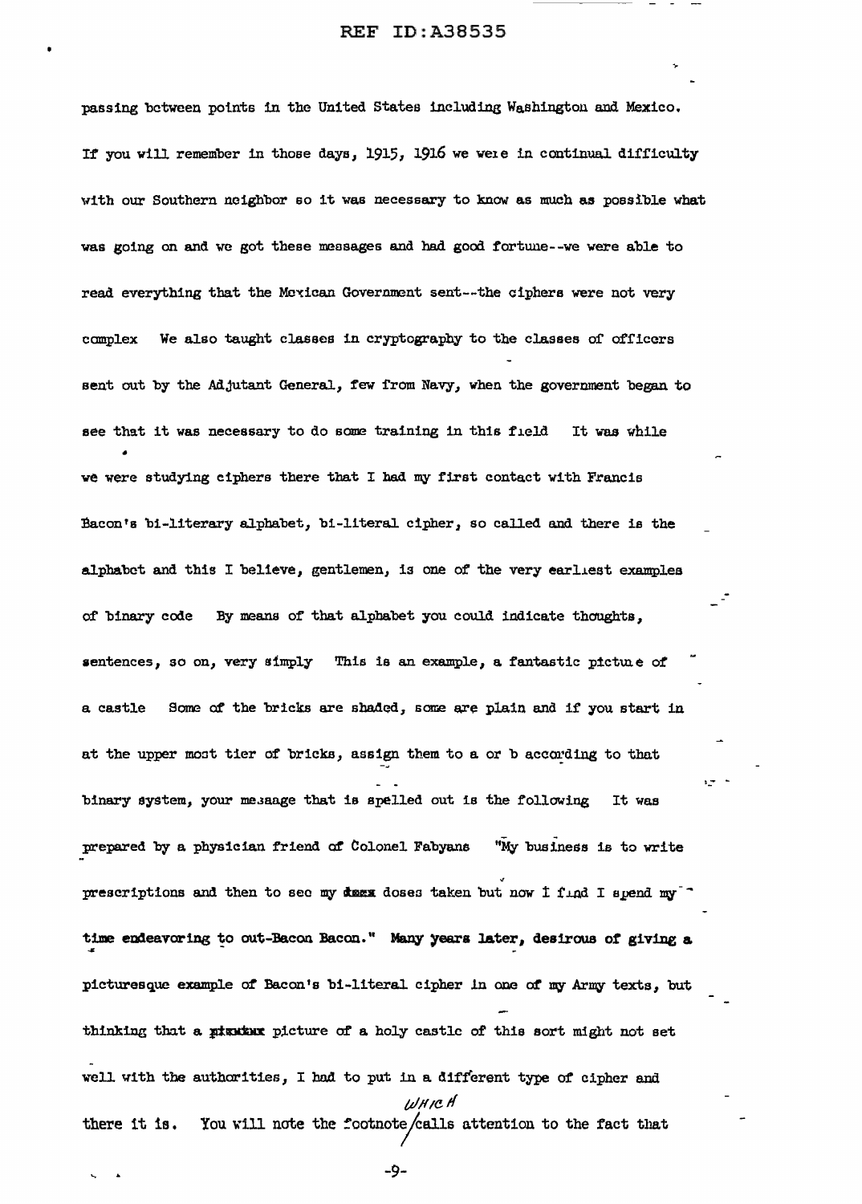passing between points in the United States including Washington and Mexico. If you will remember in those days, 1915, 1916 we were in continual difficulty with our Southern neighbor so it was necessary to know as much as possible what was going on and we got these messages and had good fortune--we were able to read everything that the Mexican Government sent--the ciphers were not very complex We also taught classes in cryptography to the classes of officers sent out by the Adjutant General, few from Navy, when the government began to see that it was necessary to do some training in this field It was while we were studying ciphers there that I had my first contact with Francis Bacon's bi-literary alphabet, bi-literal cipher, so called and there is the alphabet and this I believe, gentlemen, is one of the very earliest examples of binary code By means of that alphabet you could indicate thoughts, sentences, so on, very simply This is an example, a fantastic picture of a castle Some of the bricks are shaded, some are plain and if you start in at the upper most tier of bricks, assign them to a or b according to that binary system, your message that is spelled out is the following It was prepared by a physician friend of Colonel Fabyans "My business is to write prescriptions and then to see my ~~dmxx~~ doses taken but now I find I spend my time endeavoring to out-Bacon Bacon." Many years later, desirous of giving a picturesque example of Bacon's bi-literal cipher in one of my Army texts, but thinking that a ~~pixxxx~~ picture of a holy castle of this sort might not set well with the authorities, I had to put in a different type of cipher and there it is. You will note the footnote which calls attention to the fact that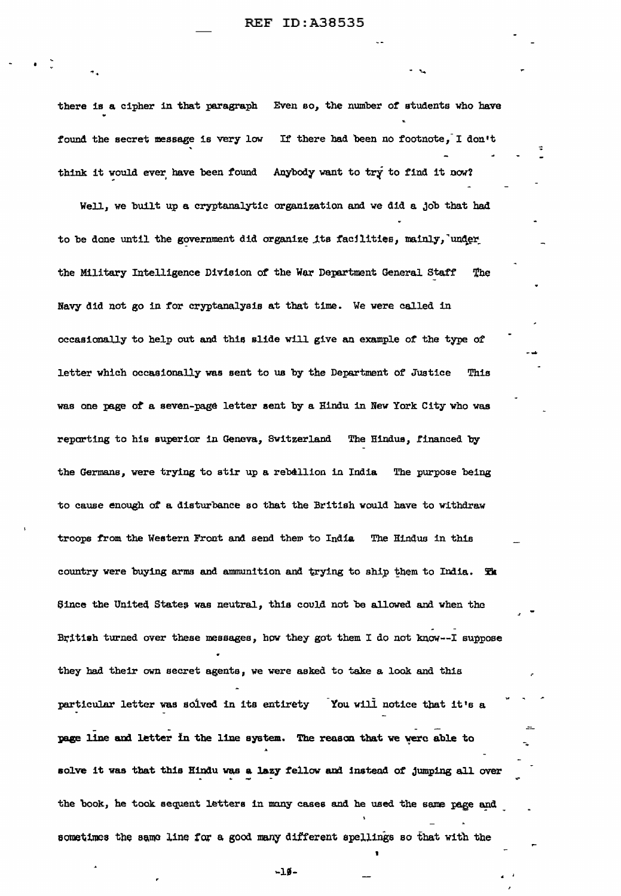there is a cipher in that paragraph Even so, the number of students who have found the secret message is very low If there had been no footnote, I don't think it would ever have been found Anybody want to try to find it now?

Well, we built up a cryptanalytic organization and we did a job that had to be done until the government did organize its facilities, mainly, under the Military Intelligence Division of the War Department General Staff The Navy did not go in for cryptanalysis at that time. We were called in occasionally to help out and this slide will give an example of the type of letter which occasionally was sent to us by the Department of Justice This was one page of a seven-page letter sent by a Hindu in New York City who was reporting to his superior in Geneva, Switzerland The Hindus, financed by the Germans, were trying to stir up a rebellion in India The purpose being to cause enough of a disturbance so that the British would have to withdraw troops from the Western Front and send them to India The Hindus in this country were buying arms and ammunition and trying to ship them to India. Since the United States was neutral, this could not be allowed and when the British turned over these messages, how they got them I do not know--I suppose they had their own secret agents, we were asked to take a look and this particular letter was solved in its entirety You will notice that it's a page line and letter in the line system. The reason that we were able to solve it was that this Hindu was a lazy fellow and instead of jumping all over the book, he took sequent letters in many cases and he used the same page and sometimes the same line for a good many different spellings so that with the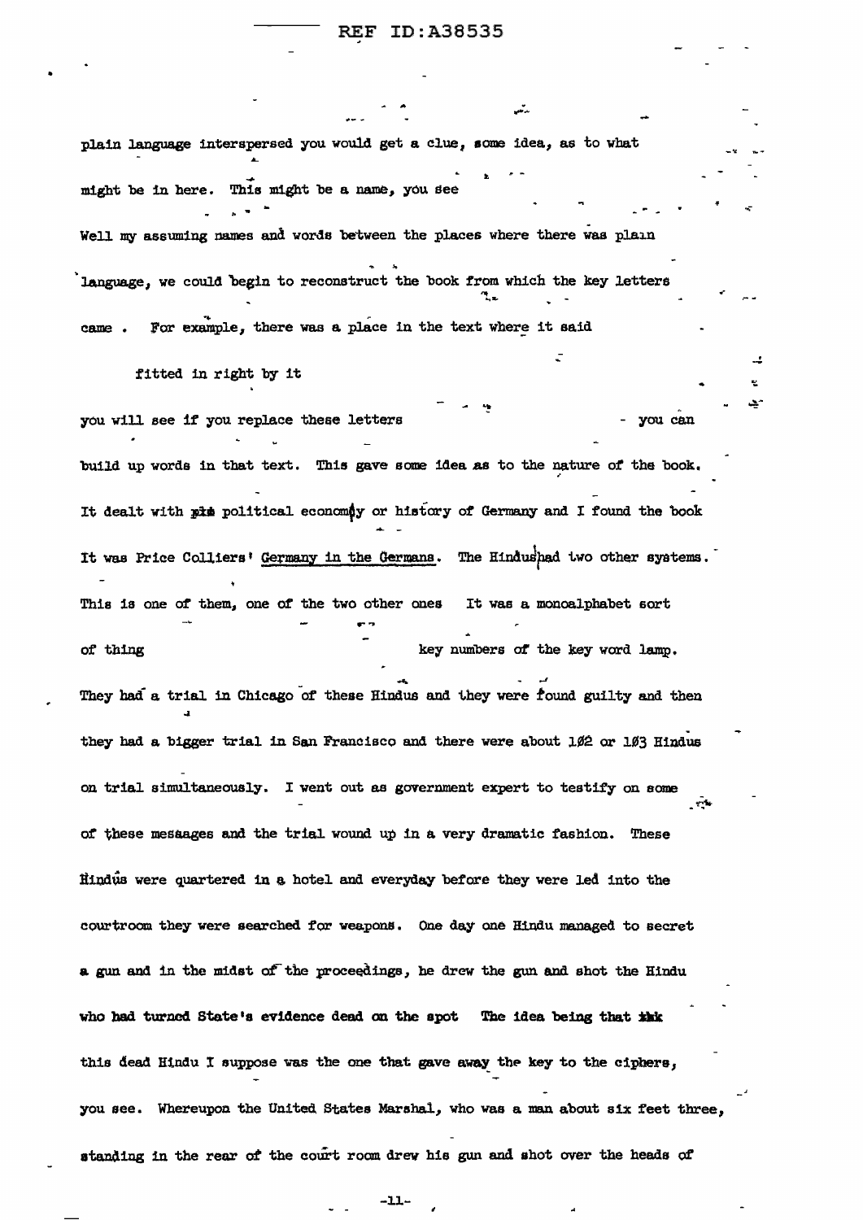plain language interspersed you would get a clue, some idea, as to what might be in here. This might be a name, you see

Well my assuming names and words between the places where there was plain language, we could begin to reconstruct the book from which the key letters came . For example, there was a place in the text where it said

fitted in right by it

you will see if you replace these letters - you can build up words in that text. This gave some idea as to the nature of the book. It dealt with ~~pik~~ political economy or history of Germany and I found the book It was Price Colliers' Germany in the Germans. The Hindus had two other systems. This is one of them, one of the two other ones It was a monoalphabet sort of thing key numbers of the key word lamp. They had a trial in Chicago of these Hindus and they were found guilty and then they had a bigger trial in San Francisco and there were about 102 or 103 Hindus on trial simultaneously. I went out as government expert to testify on some of these messages and the trial wound up in a very dramatic fashion. These Hindus were quartered in a hotel and everyday before they were led into the courtroom they were searched for weapons. One day one Hindu managed to secret a gun and in the midst of the proceedings, he drew the gun and shot the Hindu who had turned State's evidence dead on the spot The idea being that ~~thk~~ this dead Hindu I suppose was the one that gave away the key to the ciphers, you see. Whereupon the United States Marshal, who was a man about six feet three, standing in the rear of the court room drew his gun and shot over the heads of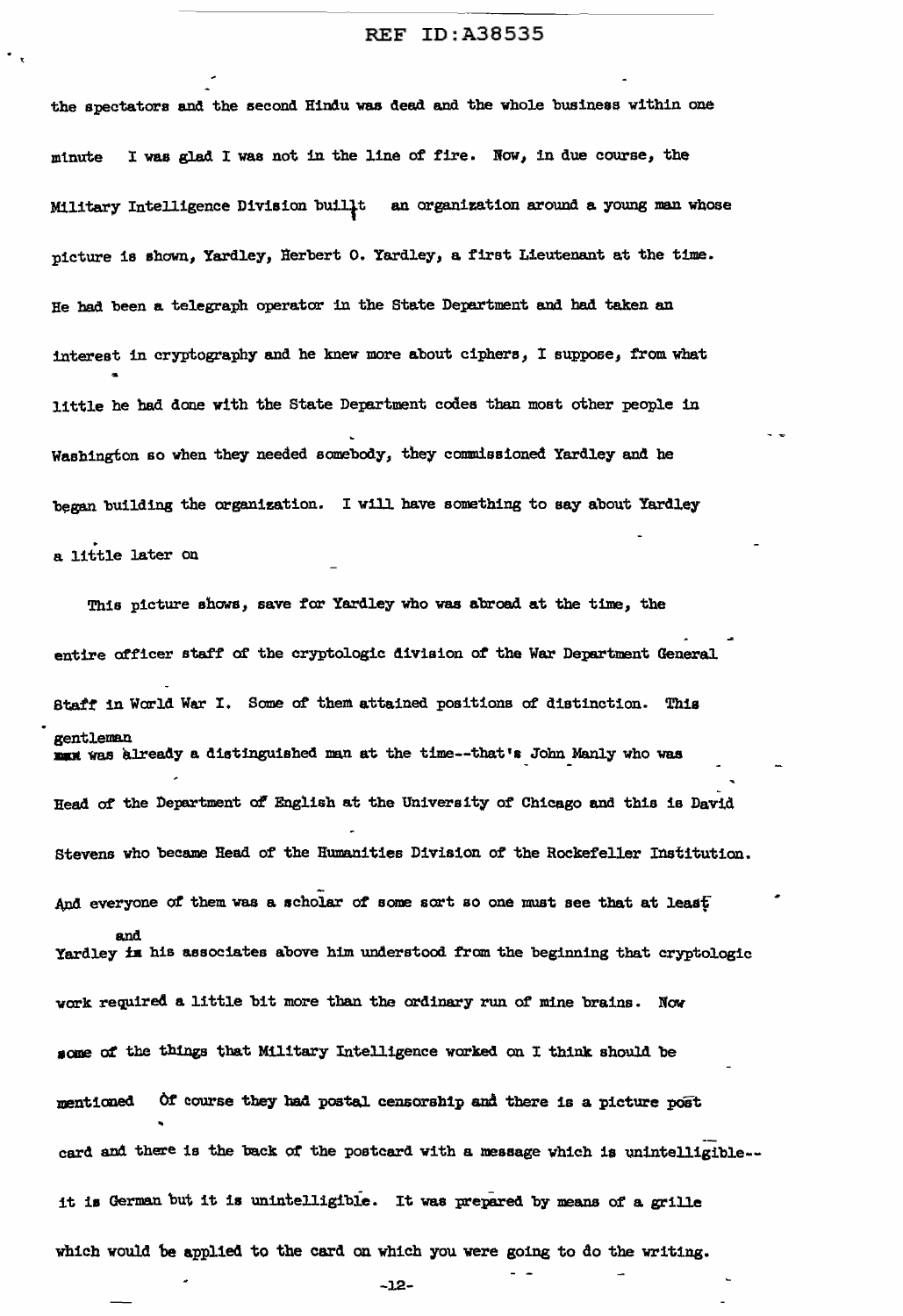the spectators and the second Hindu was dead and the whole business within one minute I was glad I was not in the line of fire. Now, in due course, the Military Intelligence Division built an organization around a young man whose picture is shown, Yardley, Herbert O. Yardley, a first Lieutenant at the time. He had been a telegraph operator in the State Department and had taken an interest in cryptography and he knew more about ciphers, I suppose, from what little he had done with the State Department codes than most other people in Washington so when they needed somebody, they commissioned Yardley and he began building the organization. I will have something to say about Yardley a little later on

This picture shows, save for Yardley who was abroad at the time, the entire officer staff of the cryptologic division of the War Department General Staff in World War I. Some of them attained positions of distinction. This gentleman was already a distinguished man at the time--that's John Manly who was Head of the Department of English at the University of Chicago and this is David Stevens who became Head of the Humanities Division of the Rockefeller Institution. And everyone of them was a scholar of some sort so one must see that at least Yardley and his associates above him understood from the beginning that cryptologic work required a little bit more than the ordinary run of mine brains. Now some of the things that Military Intelligence worked on I think should be mentioned Of course they had postal censorship and there is a picture post card and there is the back of the postcard with a message which is unintelligible--it is German but it is unintelligible. It was prepared by means of a grille which would be applied to the card on which you were going to do the writing.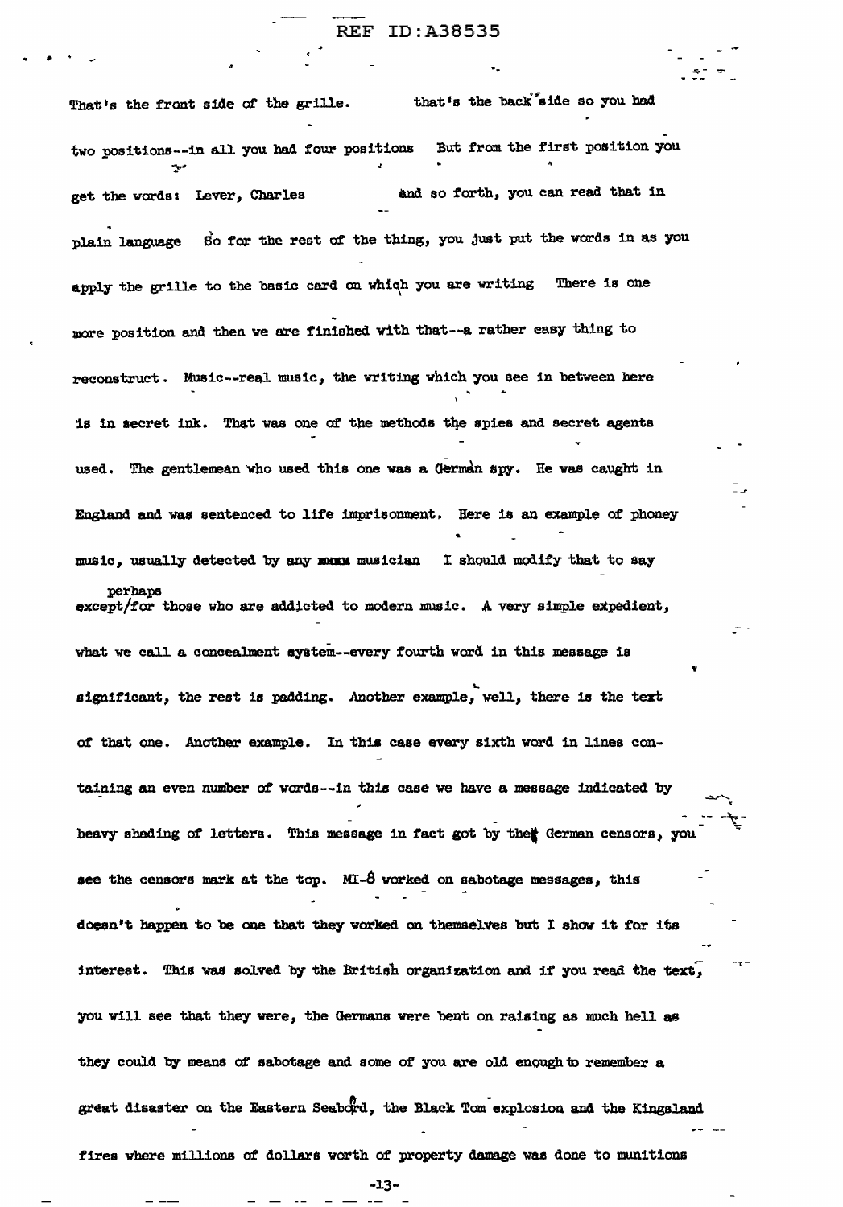That's the front side of the grille. that's the back side so you had two positions--in all you had four positions But from the first position you get the words: Lever, Charles and so forth, you can read that in plain language So for the rest of the thing, you just put the words in as you apply the grille to the basic card on which you are writing There is one more position and then we are finished with that--a rather easy thing to reconstruct. Music--real music, the writing which you see in between here is in secret ink. That was one of the methods the spies and secret agents used. The gentlemean who used this one was a German spy. He was caught in England and was sentenced to life imprisonment. Here is an example of phoney music, usually detected by any musician I should modify that to say except perhaps for those who are addicted to modern music. A very simple expedient, what we call a concealment system--every fourth word in this message is significant, the rest is padding. Another example, well, there is the text of that one. Another example. In this case every sixth word in lines containing an even number of words--in this case we have a message indicated by heavy shading of letters. This message in fact got by the German censors, you see the censors mark at the top. MI-8 worked on sabotage messages, this doesn't happen to be one that they worked on themselves but I show it for its interest. This was solved by the British organization and if you read the text, you will see that they were, the Germans were bent on raising as much hell as they could by means of sabotage and some of you are old enough to remember a great disaster on the Eastern Seaboard, the Black Tom explosion and the Kingsland fires where millions of dollars worth of property damage was done to munitions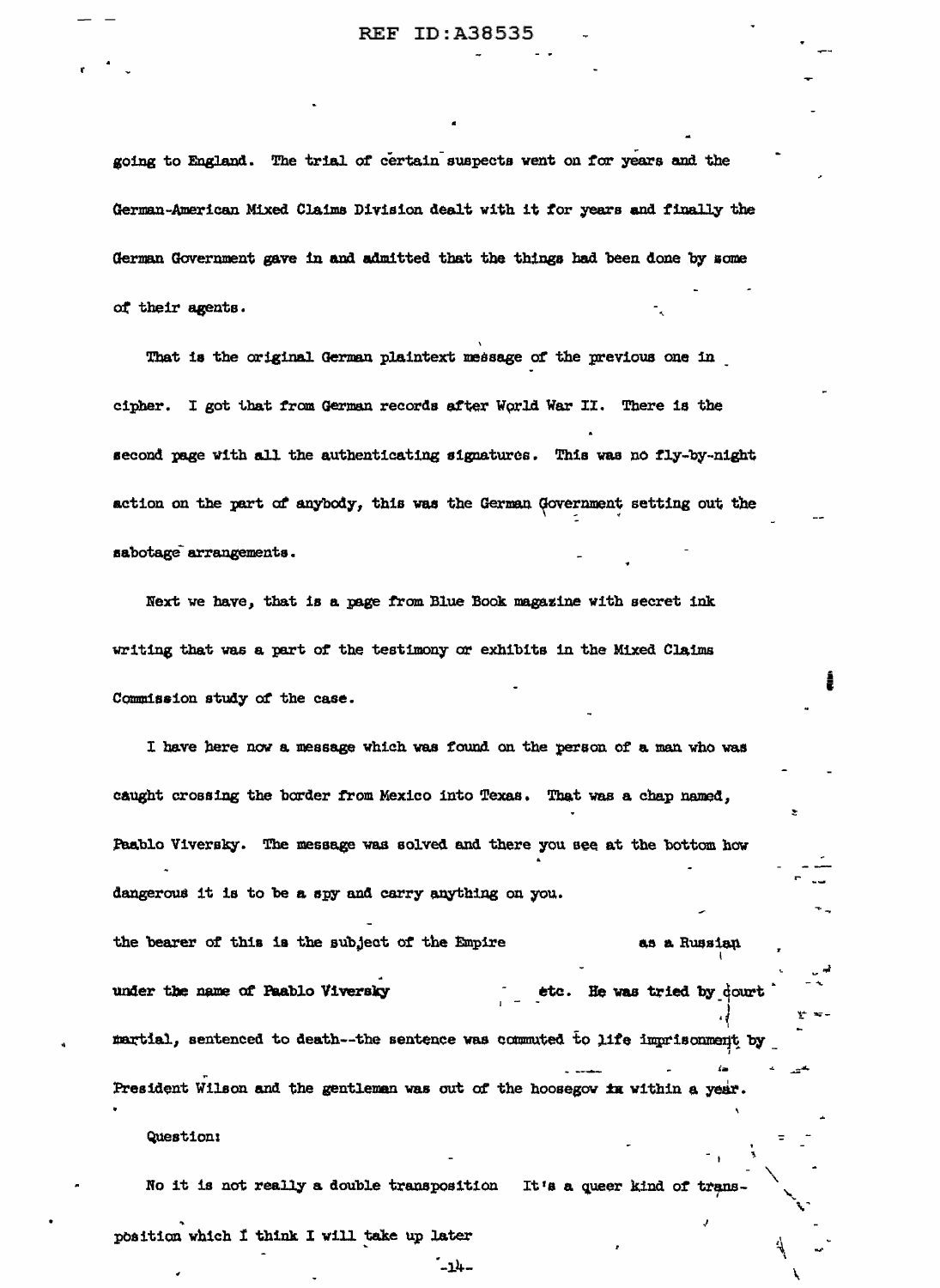going to England. The trial of certain suspects went on for years and the German-American Mixed Claims Division dealt with it for years and finally the German Government gave in and admitted that the things had been done by some of their agents.

That is the original German plaintext message of the previous one in cipher. I got that from German records after World War II. There is the second page with all the authenticating signatures. This was no fly-by-night action on the part of anybody, this was the German Government setting out the sabotage arrangements.

Next we have, that is a page from Blue Book magazine with secret ink writing that was a part of the testimony or exhibits in the Mixed Claims Commission study of the case.

I have here now a message which was found on the person of a man who was caught crossing the border from Mexico into Texas. That was a chap named, Paablo Viversky. The message was solved and there you see at the bottom how dangerous it is to be a spy and carry anything on you.

the bearer of this is the subject of the Empire                    as a Russian under the name of Paablo Viversky                    etc. He was tried by court martial, sentenced to death--the sentence was commuted to life imprisonment by President Wilson and the gentleman was out of the hoosegov ix within a year.

Question:

No it is not really a double transposition It's a queer kind of transposition which I think I will take up later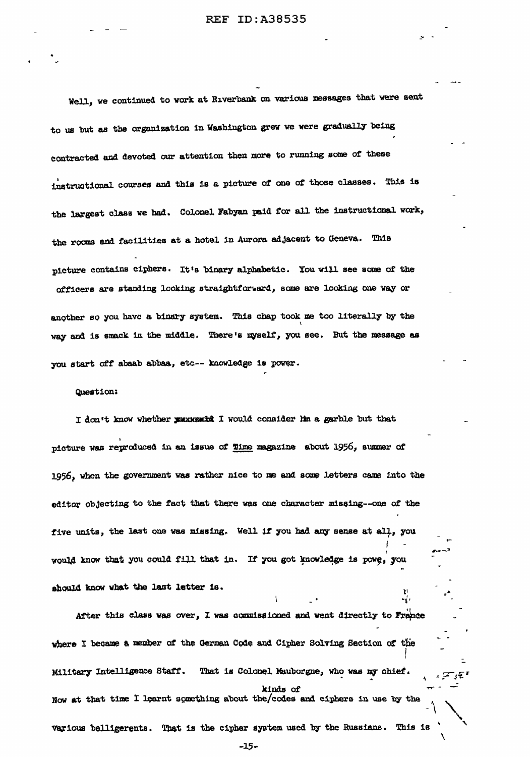Well, we continued to work at Riverbank on various messages that were sent to us but as the organization in Washington grew we were gradually being contracted and devoted our attention then more to running some of these instructional courses and this is a picture of one of those classes. This is the largest class we had. Colonel Fabyan paid for all the instructional work, the rooms and facilities at a hotel in Aurora adjacent to Geneva. This picture contains ciphers. It's binary alphabetic. You will see some of the officers are standing looking straightforward, some are looking one way or another so you have a binary system. This chap took me too literally by the way and is smack in the middle. There's myself, you see. But the message as you start off abaab abbaa, etc-- knowledge is power.

Question:

I don't know whether ~~xxxxxxx~~ I would consider him a garble but that picture was reproduced in an issue of Time magazine about 1956, summer of 1956, when the government was rather nice to me and some letters came into the editor objecting to the fact that there was one character missing--one of the five units, the last one was missing. Well if you had any sense at all, you would know that you could fill that in. If you got knowledge is powe, you should know what the last letter is.

After this class was over, I was commissioned and went directly to France where I became a member of the German Code and Cipher Solving Section of the Military Intelligence Staff. That is Colonel Mauborgne, who was my chief. Now at that time I learnt something about the kinds of codes and ciphers in use by the various belligerents. That is the cipher system used by the Russians. This is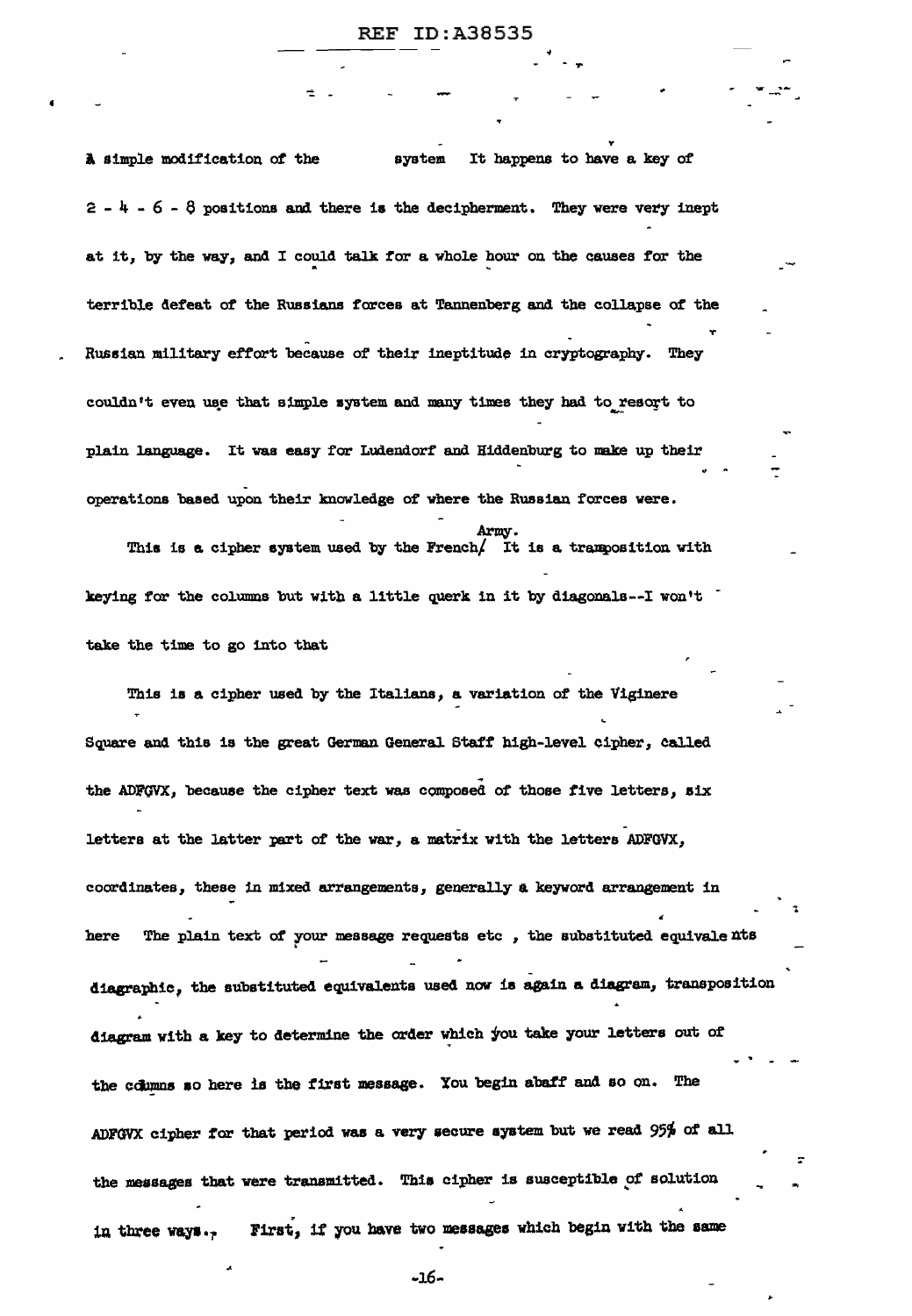A simple modification of the system It happens to have a key of 2 - 4 - 6 - 8 positions and there is the decipherment. They were very inept at it, by the way, and I could talk for a whole hour on the causes for the terrible defeat of the Russians forces at Tannenberg and the collapse of the Russian military effort because of their ineptitude in cryptography. They couldn't even use that simple system and many times they had to resort to plain language. It was easy for Ludendorf and Hiddenburg to make up their operations based upon their knowledge of where the Russian forces were.

This is a cipher system used by the French/ Army. It is a transposition with keying for the columns but with a little querk in it by diagonals--I won't take the time to go into that

This is a cipher used by the Italians, a variation of the Viginere Square and this is the great German General Staff high-level cipher, called the ADFGVX, because the cipher text was composed of those five letters, six letters at the latter part of the war, a matrix with the letters ADFGVX, coordinates, these in mixed arrangements, generally a keyword arrangement in here The plain text of your message requests etc , the substituted equivalents diagraphic, the substituted equivalents used now is again a diagram, transposition diagram with a key to determine the order which you take your letters out of the columns so here is the first message. You begin abaff and so on. The ADFGVX cipher for that period was a very secure system but we read 95% of all the messages that were transmitted. This cipher is susceptible of solution in three ways. First, if you have two messages which begin with the same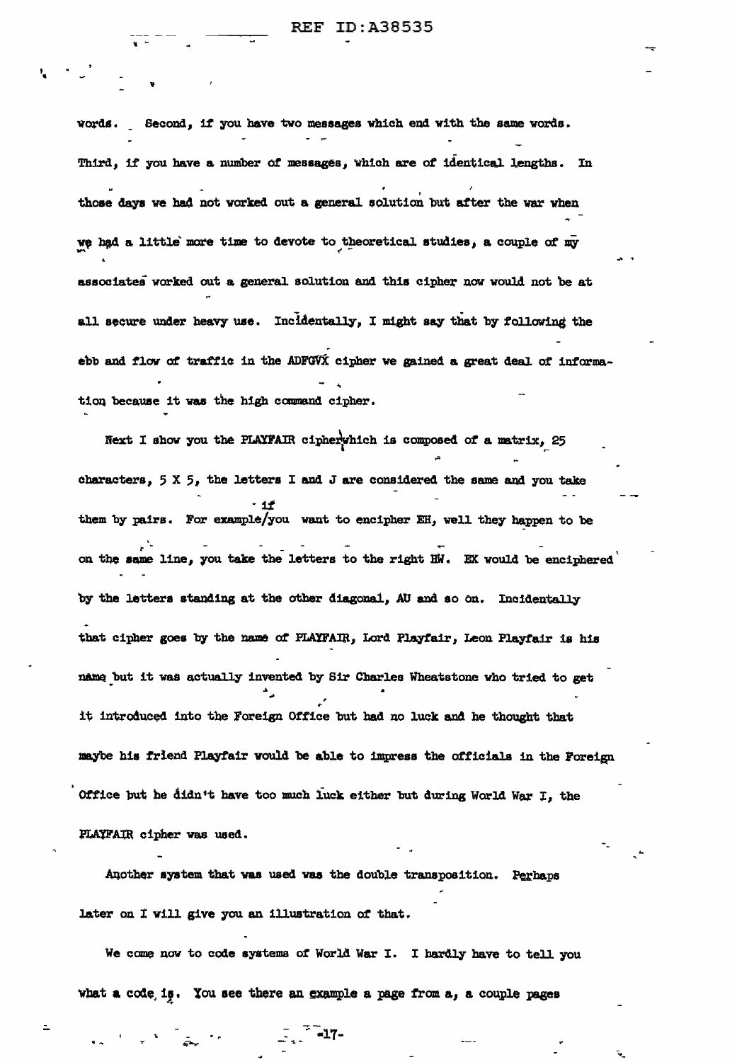words. Second, if you have two messages which end with the same words. Third, if you have a number of messages, which are of identical lengths. In those days we had not worked out a general solution but after the war when we had a little more time to devote to theoretical studies, a couple of my associates worked out a general solution and this cipher now would not be at all secure under heavy use. Incidentally, I might say that by following the ebb and flow of traffic in the ADFGVX cipher we gained a great deal of information because it was the high command cipher.

Next I show you the PLAYFAIR cipher which is composed of a matrix, 25 characters, 5 X 5, the letters I and J are considered the same and you take them by pairs. For example if you want to encipher EH, well they happen to be on the same line, you take the letters to the right HW. EX would be enciphered by the letters standing at the other diagonal, AU and so on. Incidentally that cipher goes by the name of PLAYFAIR, Lord Playfair, Leon Playfair is his name but it was actually invented by Sir Charles Wheatstone who tried to get it introduced into the Foreign Office but had no luck and he thought that maybe his friend Playfair would be able to impress the officials in the Foreign Office but he didn't have too much luck either but during World War I, the PLAYFAIR cipher was used.

Another system that was used was the double transposition. Perhaps later on I will give you an illustration of that.

We come now to code systems of World War I. I hardly have to tell you what a code is. You see there an example a page from a, a couple pages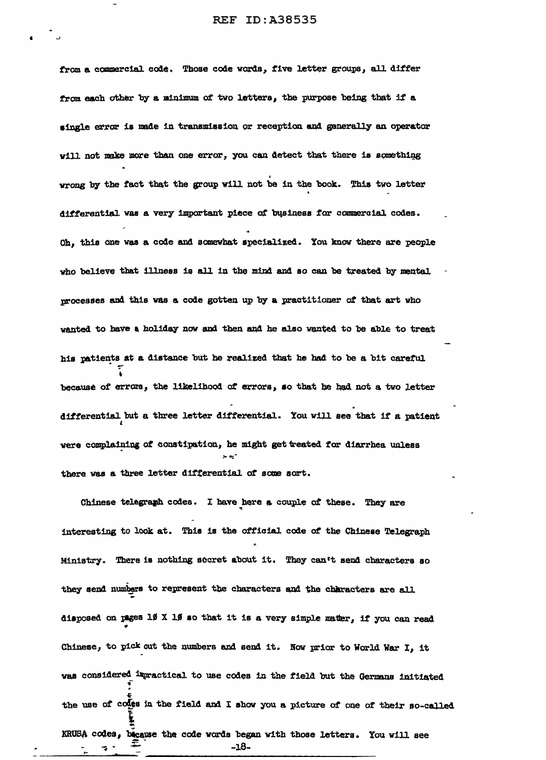from a commercial code. Those code words, five letter groups, all differ from each other by a minimum of two letters, the purpose being that if a single error is made in transmission or reception and generally an operator will not make more than one error, you can detect that there is something wrong by the fact that the group will not be in the book. This two letter differential was a very important piece of business for commercial codes. Oh, this one was a code and somewhat specialized. You know there are people who believe that illness is all in the mind and so can be treated by mental processes and this was a code gotten up by a practitioner of that art who wanted to have a holiday now and then and he also wanted to be able to treat his patients at a distance but he realized that he had to be a bit careful because of errors, the likelihood of errors, so that he had not a two letter differential but a three letter differential. You will see that if a patient were complaining of constipation, he might get treated for diarrhea unless there was a three letter differential of some sort.

Chinese telegraph codes. I have here a couple of these. They are interesting to look at. This is the official code of the Chinese Telegraph Ministry. There is nothing secret about it. They can't send characters so they send numbers to represent the characters and the characters are all disposed on pages 10 X 10 so that it is a very simple matter, if you can read Chinese, to pick out the numbers and send it. Now prior to World War I, it was considered impractical to use codes in the field but the Germans initiated the use of codes in the field and I show you a picture of one of their so-called KRUSA codes, because the code words began with those letters. You will see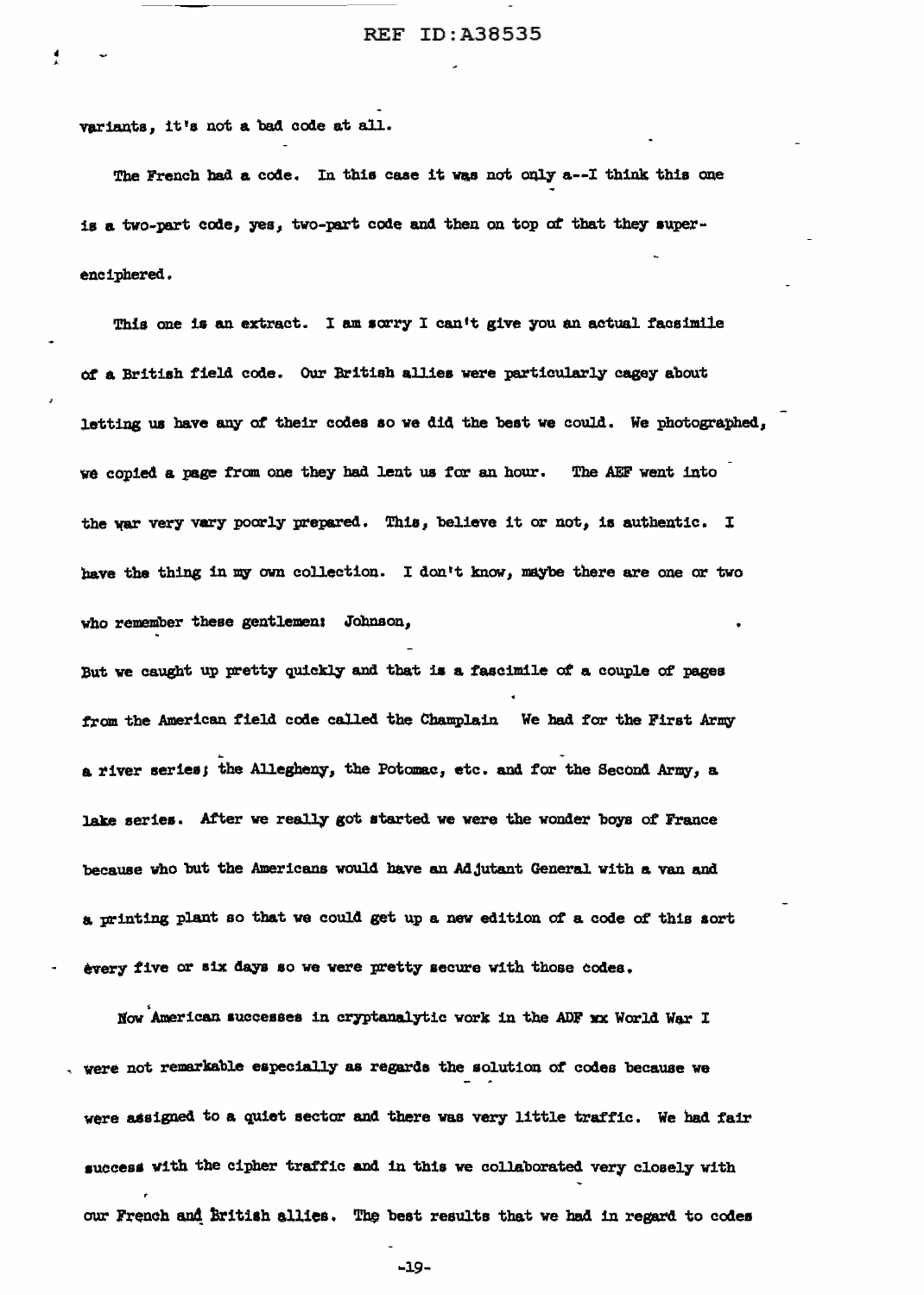variants, it's not a bad code at all.

The French had a code. In this case it was not only a--I think this one is a two-part code, yes, two-part code and then on top of that they superenciphered.

This one is an extract. I am sorry I can't give you an actual facsimile of a British field code. Our British allies were particularly cagey about letting us have any of their codes so we did the best we could. We photographed, we copied a page from one they had lent us for an hour. The AEF went into the war very vary poorly prepared. This, believe it or not, is authentic. I have the thing in my own collection. I don't know, maybe there are one or two who remember these gentlemen: Johnson,

But we caught up pretty quickly and that is a fascimile of a couple of pages from the American field code called the Champlain We had for the First Army a river series; the Allegheny, the Potomac, etc. and for the Second Army, a lake series. After we really got started we were the wonder boys of France because who but the Americans would have an Adjutant General with a van and a printing plant so that we could get up a new edition of a code of this sort every five or six days so we were pretty secure with those codes.

Now American successes in cryptanalytic work in the ADF xx World War I were not remarkable especially as regards the solution of codes because we were assigned to a quiet sector and there was very little traffic. We had fair success with the cipher traffic and in this we collaborated very closely with our French and British allies. The best results that we had in regard to codes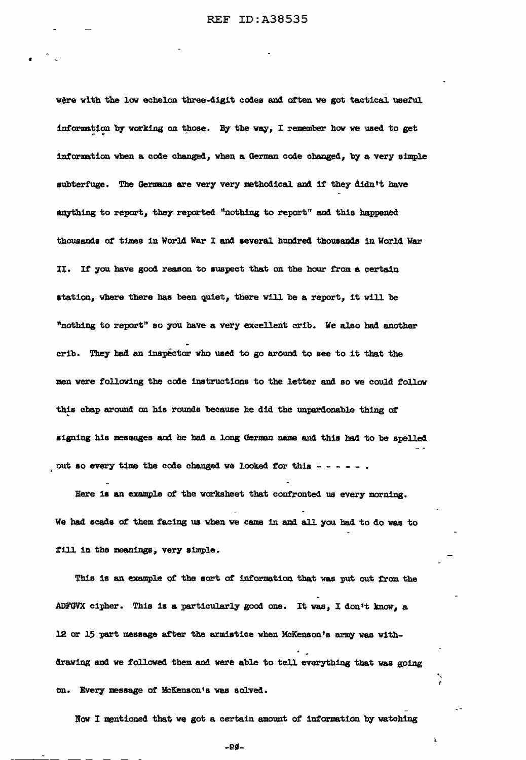were with the low echelon three-digit codes and often we got tactical useful information by working on those. By the way, I remember how we used to get information when a code changed, when a German code changed, by a very simple subterfuge. The Germans are very very methodical and if they didn't have anything to report, they reported "nothing to report" and this happened thousands of times in World War I and several hundred thousands in World War II. If you have good reason to suspect that on the hour from a certain station, where there has been quiet, there will be a report, it will be "nothing to report" so you have a very excellent crib. We also had another crib. They had an inspector who used to go around to see to it that the men were following the code instructions to the letter and so we could follow this chap around on his rounds because he did the unpardonable thing of signing his messages and he had a long German name and this had to be spelled out so every time the code changed we looked for this - - - - - .

Here is an example of the worksheet that confronted us every morning. We had scads of them facing us when we came in and all you had to do was to fill in the meanings, very simple.

This is an example of the sort of information that was put out from the ADFGVX cipher. This is a particularly good one. It was, I don't know, a 12 or 15 part message after the armistice when McKenson's army was withdrawing and we followed them and were able to tell everything that was going on. Every message of McKenson's was solved.

Now I mentioned that we got a certain amount of information by watching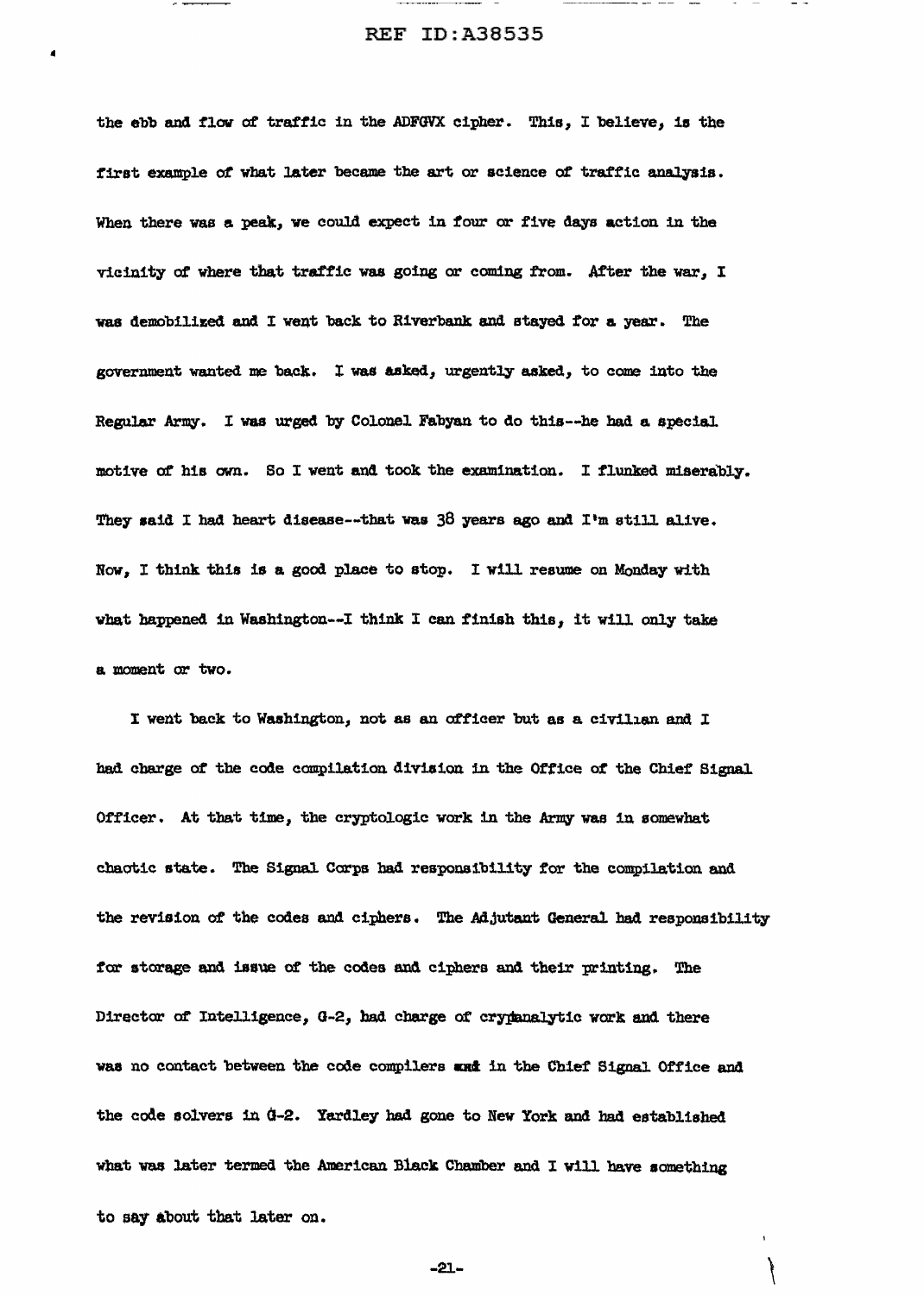the ebb and flow of traffic in the ADFGVX cipher. This, I believe, is the first example of what later became the art or science of traffic analysis. When there was a peak, we could expect in four or five days action in the vicinity of where that traffic was going or coming from. After the war, I was demobilized and I went back to Riverbank and stayed for a year. The government wanted me back. I was asked, urgently asked, to come into the Regular Army. I was urged by Colonel Fabyan to do this--he had a special motive of his own. So I went and took the examination. I flunked miserably. They said I had heart disease--that was 38 years ago and I'm still alive. Now, I think this is a good place to stop. I will resume on Monday with what happened in Washington--I think I can finish this, it will only take a moment or two.

I went back to Washington, not as an officer but as a civilian and I had charge of the code compilation division in the Office of the Chief Signal Officer. At that time, the cryptologic work in the Army was in somewhat chaotic state. The Signal Corps had responsibility for the compilation and the revision of the codes and ciphers. The Adjutant General had responsibility for storage and issue of the codes and ciphers and their printing. The Director of Intelligence, G-2, had charge of cryptanalytic work and there was no contact between the code compilers and in the Chief Signal Office and the code solvers in G-2. Yardley had gone to New York and had established what was later termed the American Black Chamber and I will have something to say about that later on.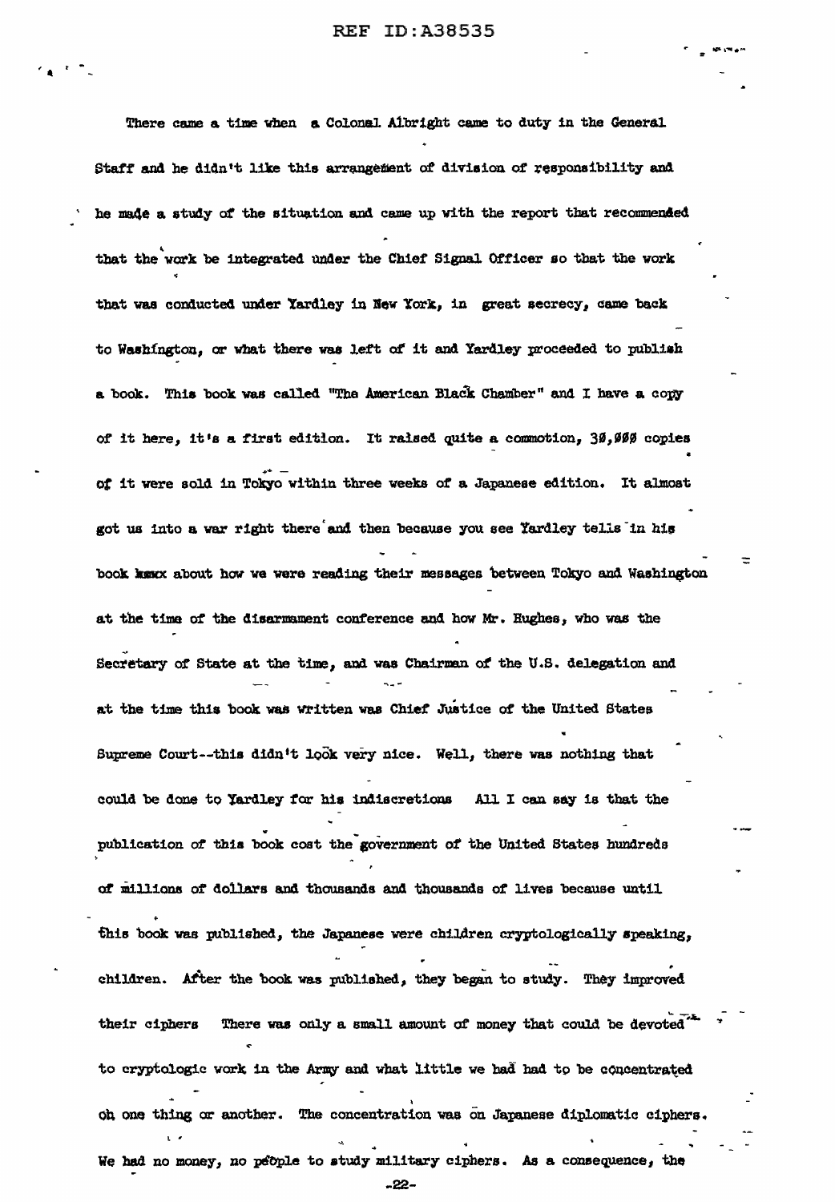There came a time when a Colonal Albright came to duty in the General Staff and he didn't like this arrangement of division of responsibility and he made a study of the situation and came up with the report that recommended that the work be integrated under the Chief Signal Officer so that the work that was conducted under Yardley in New York, in great secrecy, came back to Washington, or what there was left of it and Yardley proceeded to publish a book. This book was called "The American Black Chamber" and I have a copy of it here, it's a first edition. It raised quite a commotion, 30,000 copies of it were sold in Tokyo within three weeks of a Japanese edition. It almost got us into a war right there and then because you see Yardley tells in his book ~~xxxx~~ about how we were reading their messages between Tokyo and Washington at the time of the disarmament conference and how Mr. Hughes, who was the Secretary of State at the time, and was Chairman of the U.S. delegation and at the time this book was written was Chief Justice of the United States Supreme Court--this didn't look very nice. Well, there was nothing that could be done to Yardley for his indiscretions All I can say is that the publication of this book cost the government of the United States hundreds of millions of dollars and thousands and thousands of lives because until this book was published, the Japanese were children cryptologically speaking, children. After the book was published, they began to study. They improved their ciphers There was only a small amount of money that could be devoted to cryptologic work in the Army and what little we had had to be concentrated on one thing or another. The concentration was on Japanese diplomatic ciphers. We had no money, no people to study military ciphers. As a consequence, the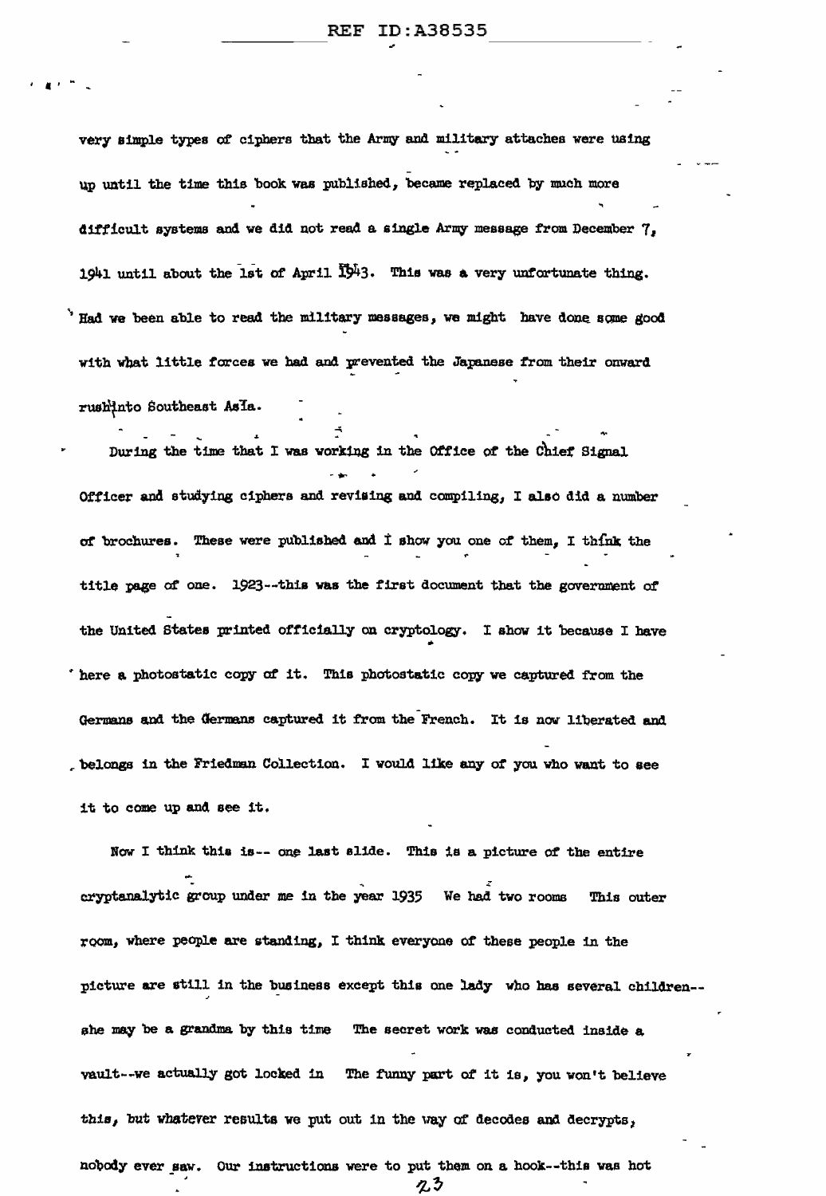very simple types of ciphers that the Army and military attaches were using up until the time this book was published, became replaced by much more difficult systems and we did not read a single Army message from December 7, 1941 until about the 1st of April 1943. This was a very unfortunate thing. Had we been able to read the military messages, we might have done some good with what little forces we had and prevented the Japanese from their onward rush into Southeast Asia.

During the time that I was working in the Office of the Chief Signal Officer and studying ciphers and revising and compiling, I also did a number of brochures. These were published and I show you one of them, I think the title page of one. 1923--this was the first document that the government of the United States printed officially on cryptology. I show it because I have here a photostatic copy of it. This photostatic copy we captured from the Germans and the Germans captured it from the French. It is now liberated and belongs in the Friedman Collection. I would like any of you who want to see it to come up and see it.

Now I think this is-- one last slide. This is a picture of the entire cryptanalytic group under me in the year 1935 We had two rooms This outer room, where people are standing, I think everyone of these people in the picture are still in the business except this one lady who has several children-- she may be a grandma by this time The secret work was conducted inside a vault--we actually got locked in The funny part of it is, you won't believe this, but whatever results we put out in the way of decodes and decrypts, nobody ever saw. Our instructions were to put them on a hook--this was hot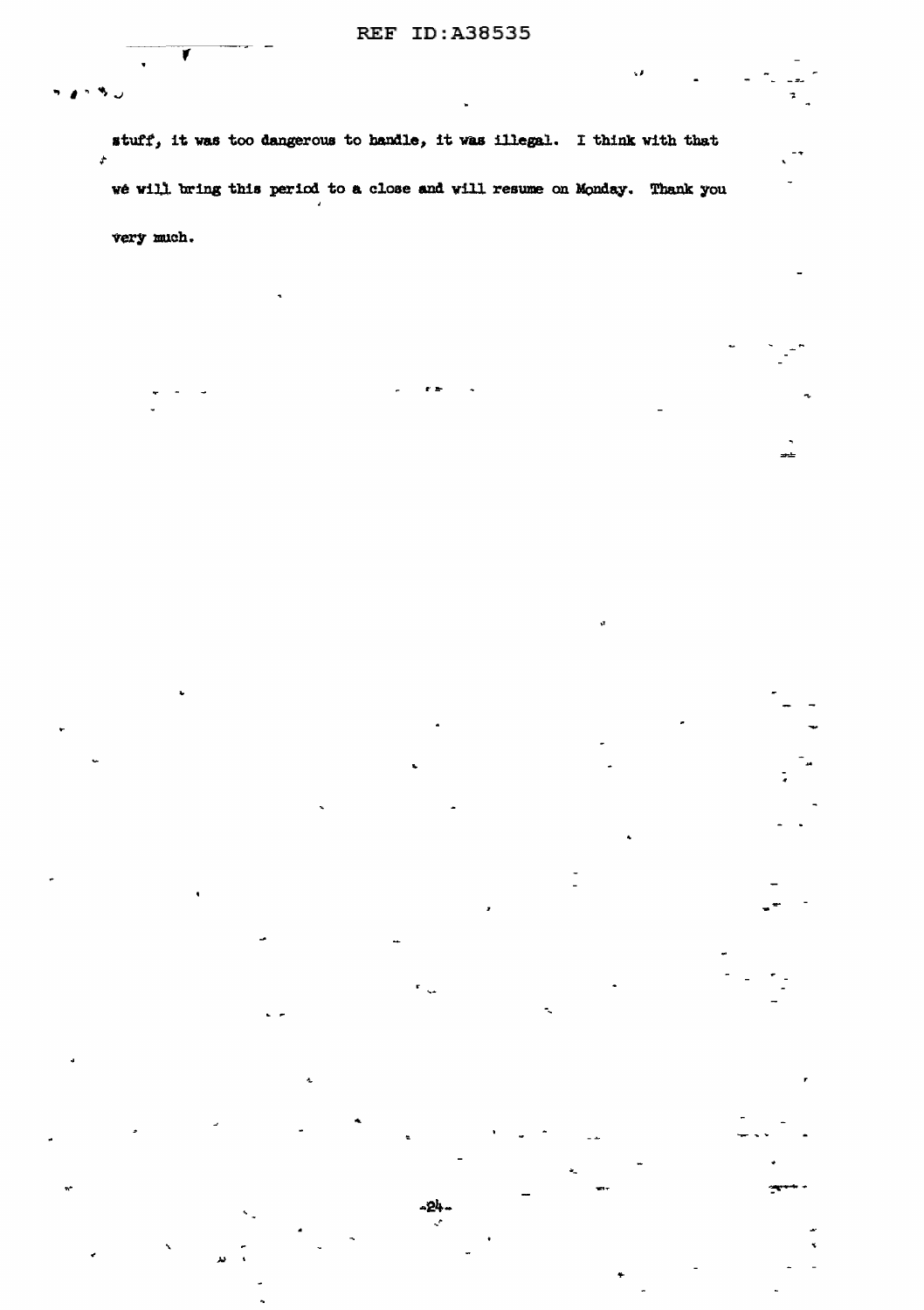stuff, it was too dangerous to handle, it was illegal. I think with that we will bring this period to a close and will resume on Monday. Thank you very much.